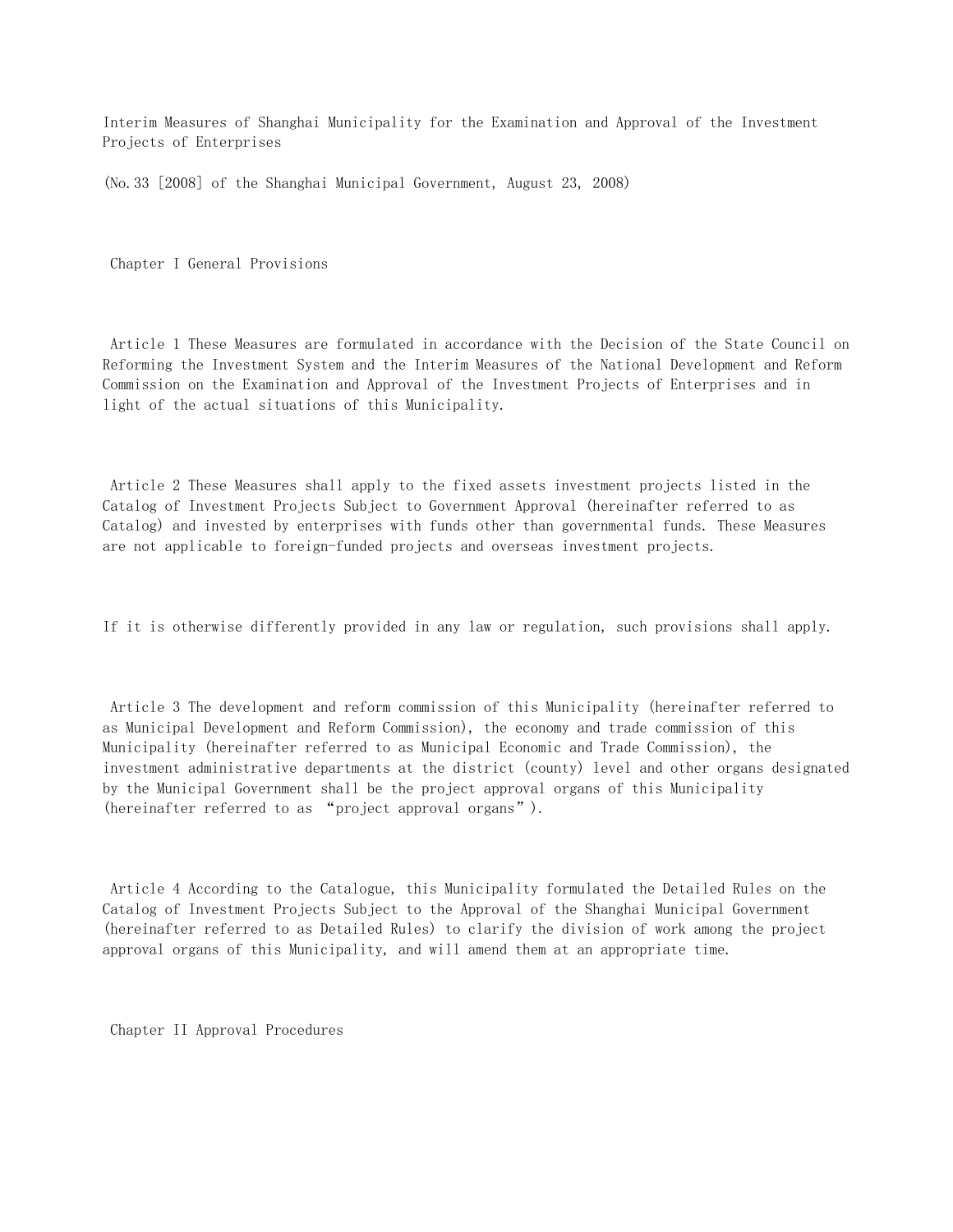# Interim Measures of Shanghai Municipality for the Examination and Approval of the Investment Projects of Enterprises

(No.33 [2008] of the Shanghai Municipal Government, August 23, 2008)

## Chapter I General Provisions

Article 1 These Measures are formulated in accordance with the Decision of the State Council on Reforming the Investment System and the Interim Measures of the National Development and Reform Commission on the Examination and Approval of the Investment Projects of Enterprises and in light of the actual situations of this Municipality.

Article 2 These Measures shall apply to the fixed assets investment projects listed in the Catalog of Investment Projects Subject to Government Approval (hereinafter referred to as Catalog) and invested by enterprises with funds other than governmental funds. These Measures are not applicable to foreign-funded projects and overseas investment projects.

If it is otherwise differently provided in any law or regulation, such provisions shall apply.

Article 3 The development and reform commission of this Municipality (hereinafter referred to as Municipal Development and Reform Commission), the economy and trade commission of this Municipality (hereinafter referred to as Municipal Economic and Trade Commission), the investment administrative departments at the district (county) level and other organs designated by the Municipal Government shall be the project approval organs of this Municipality (hereinafter referred to as "project approval organs").

Article 4 According to the Catalogue, this Municipality formulated the Detailed Rules on the Catalog of Investment Projects Subject to the Approval of the Shanghai Municipal Government (hereinafter referred to as Detailed Rules) to clarify the division of work among the project approval organs of this Municipality, and will amend them at an appropriate time.

## Chapter II Approval Procedures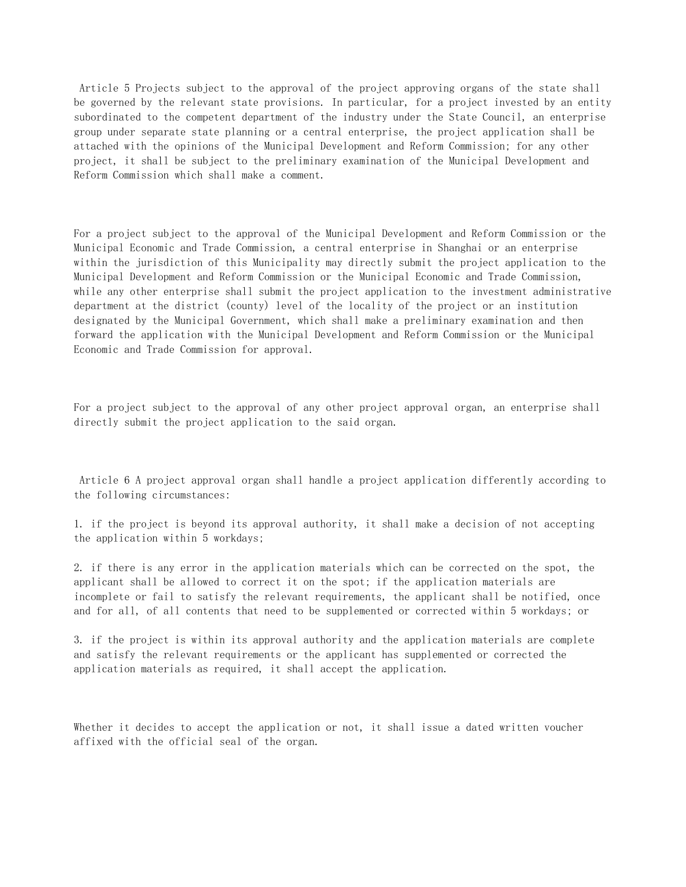Article 5 Projects subject to the approval of the project approving organs of the state shall be governed by the relevant state provisions. In particular, for a project invested by an entity subordinated to the competent department of the industry under the State Council, an enterprise group under separate state planning or a central enterprise, the project application shall be attached with the opinions of the Municipal Development and Reform Commission; for any other project, it shall be subject to the preliminary examination of the Municipal Development and Reform Commission which shall make a comment.

For a project subject to the approval of the Municipal Development and Reform Commission or the Municipal Economic and Trade Commission, a central enterprise in Shanghai or an enterprise within the jurisdiction of this Municipality may directly submit the project application to the Municipal Development and Reform Commission or the Municipal Economic and Trade Commission, while any other enterprise shall submit the project application to the investment administrative department at the district (county) level of the locality of the project or an institution designated by the Municipal Government, which shall make a preliminary examination and then forward the application with the Municipal Development and Reform Commission or the Municipal Economic and Trade Commission for approval.

For a project subject to the approval of any other project approval organ, an enterprise shall directly submit the project application to the said organ.

Article 6 A project approval organ shall handle a project application differently according to the following circumstances:

1. if the project is beyond its approval authority, it shall make a decision of not accepting the application within 5 workdays;

2. if there is any error in the application materials which can be corrected on the spot, the applicant shall be allowed to correct it on the spot; if the application materials are incomplete or fail to satisfy the relevant requirements, the applicant shall be notified, once and for all, of all contents that need to be supplemented or corrected within 5 workdays; or

3. if the project is within its approval authority and the application materials are complete and satisfy the relevant requirements or the applicant has supplemented or corrected the application materials as required, it shall accept the application.

Whether it decides to accept the application or not, it shall issue a dated written voucher affixed with the official seal of the organ.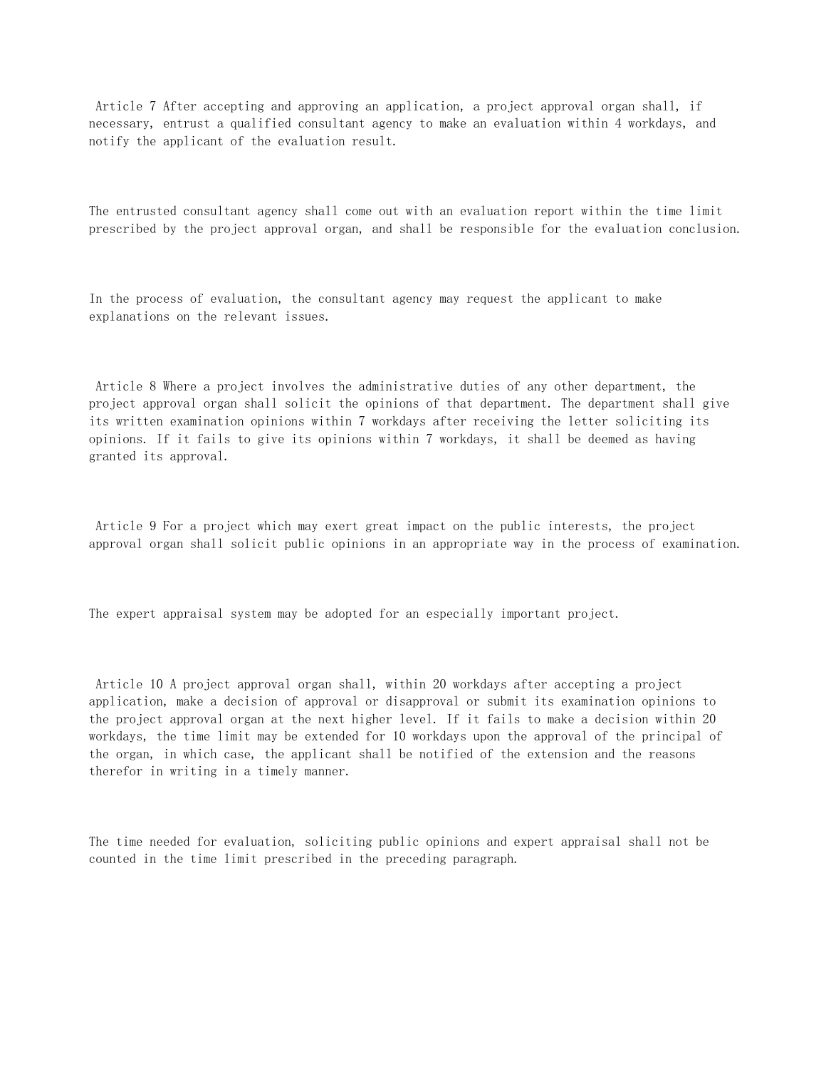Article 7 After accepting and approving an application, a project approval organ shall, if necessary, entrust a qualified consultant agency to make an evaluation within 4 workdays, and notify the applicant of the evaluation result.

The entrusted consultant agency shall come out with an evaluation report within the time limit prescribed by the project approval organ, and shall be responsible for the evaluation conclusion.

In the process of evaluation, the consultant agency may request the applicant to make explanations on the relevant issues.

Article 8 Where a project involves the administrative duties of any other department, the project approval organ shall solicit the opinions of that department. The department shall give its written examination opinions within 7 workdays after receiving the letter soliciting its opinions. If it fails to give its opinions within 7 workdays, it shall be deemed as having granted its approval.

Article 9 For a project which may exert great impact on the public interests, the project approval organ shall solicit public opinions in an appropriate way in the process of examination.

The expert appraisal system may be adopted for an especially important project.

Article 10 A project approval organ shall, within 20 workdays after accepting a project application, make a decision of approval or disapproval or submit its examination opinions to the project approval organ at the next higher level. If it fails to make a decision within 20 workdays, the time limit may be extended for 10 workdays upon the approval of the principal of the organ, in which case, the applicant shall be notified of the extension and the reasons therefor in writing in a timely manner.

The time needed for evaluation, soliciting public opinions and expert appraisal shall not be counted in the time limit prescribed in the preceding paragraph.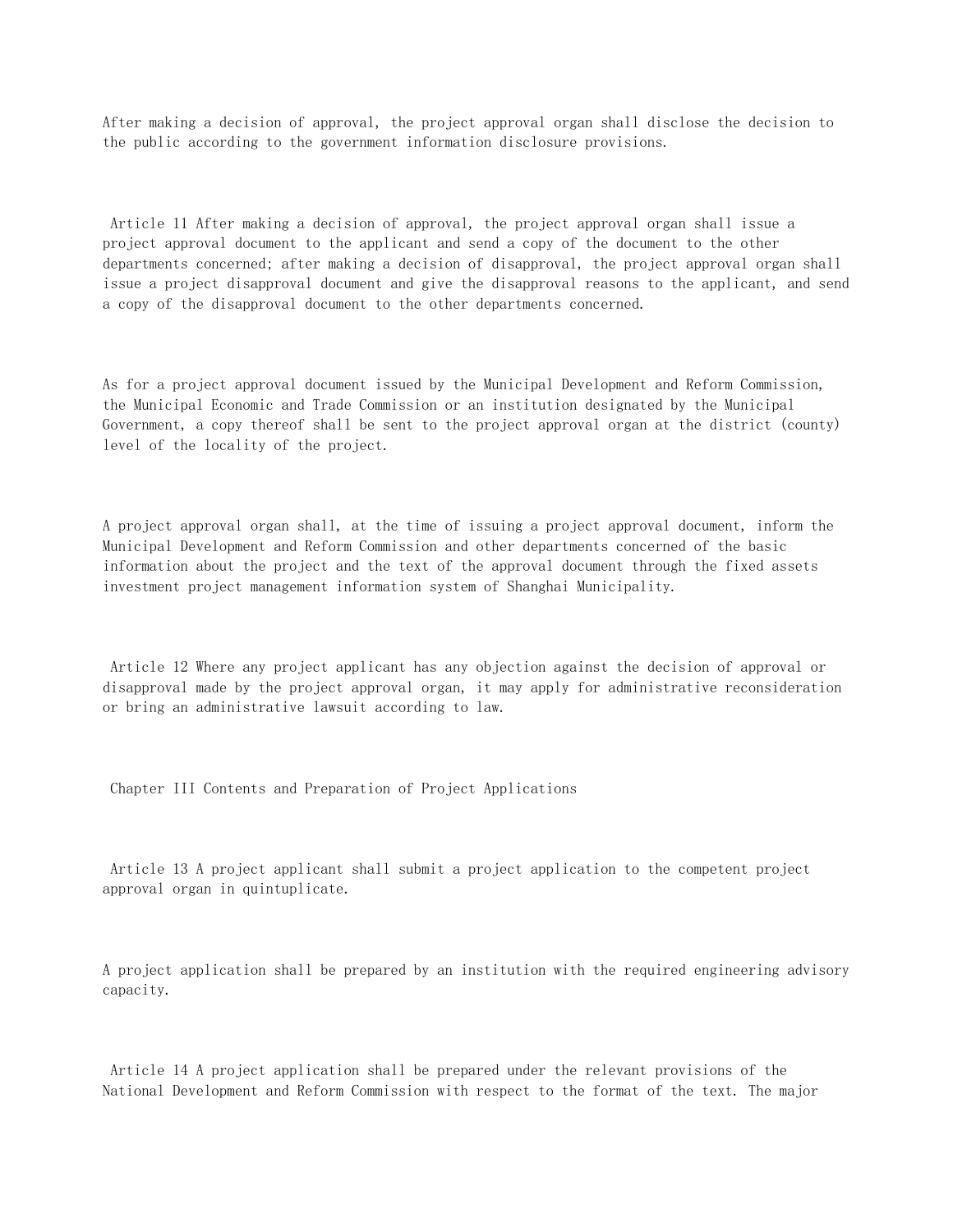After making a decision of approval, the project approval organ shall disclose the decision to the public according to the government information disclosure provisions.

Article 11 After making a decision of approval, the project approval organ shall issue a project approval document to the applicant and send a copy of the document to the other departments concerned; after making a decision of disapproval, the project approval organ shall issue a project disapproval document and give the disapproval reasons to the applicant, and send a copy of the disapproval document to the other departments concerned.

As for a project approval document issued by the Municipal Development and Reform Commission, the Municipal Economic and Trade Commission or an institution designated by the Municipal Government, a copy thereof shall be sent to the project approval organ at the district (county) level of the locality of the project.

A project approval organ shall, at the time of issuing a project approval document, inform the Municipal Development and Reform Commission and other departments concerned of the basic information about the project and the text of the approval document through the fixed assets investment project management information system of Shanghai Municipality.

Article 12 Where any project applicant has any objection against the decision of approval or disapproval made by the project approval organ, it may apply for administrative reconsideration or bring an administrative lawsuit according to law.

## Chapter III Contents and Preparation of Project Applications

Article 13 A project applicant shall submit a project application to the competent project approval organ in quintuplicate.

A project application shall be prepared by an institution with the required engineering advisory capacity.

Article 14 A project application shall be prepared under the relevant provisions of the National Development and Reform Commission with respect to the format of the text. The major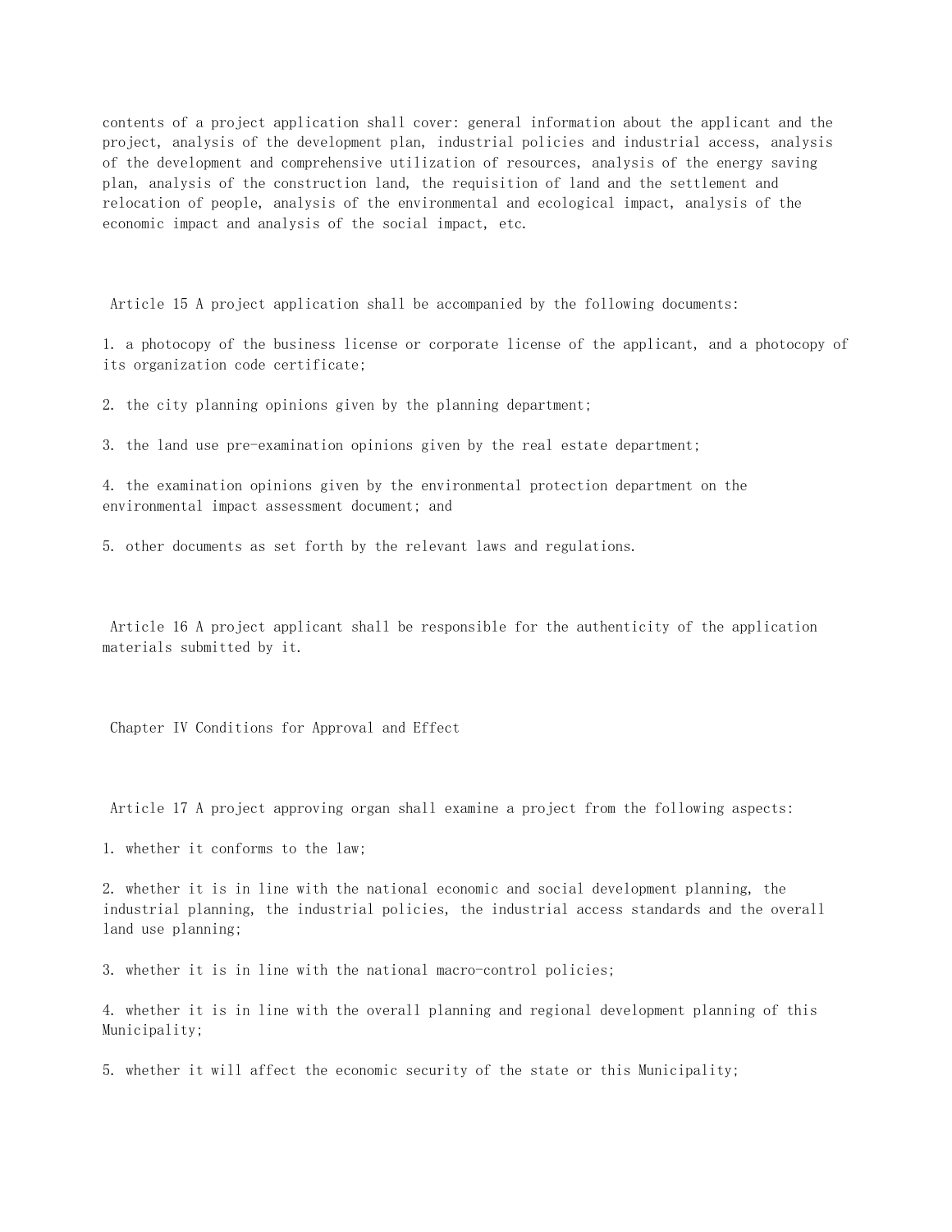contents of a project application shall cover: general information about the applicant and the project, analysis of the development plan, industrial policies and industrial access, analysis of the development and comprehensive utilization of resources, analysis of the energy saving plan, analysis of the construction land, the requisition of land and the settlement and relocation of people, analysis of the environmental and ecological impact, analysis of the economic impact and analysis of the social impact, etc.

Article 15 A project application shall be accompanied by the following documents:

1. a photocopy of the business license or corporate license of the applicant, and a photocopy of its organization code certificate;

2. the city planning opinions given by the planning department;

3. the land use pre-examination opinions given by the real estate department;

4. the examination opinions given by the environmental protection department on the environmental impact assessment document; and

5. other documents as set forth by the relevant laws and regulations.

Article 16 A project applicant shall be responsible for the authenticity of the application materials submitted by it.

## Chapter IV Conditions for Approval and Effect

Article 17 A project approving organ shall examine a project from the following aspects:

1. whether it conforms to the law;

2. whether it is in line with the national economic and social development planning, the industrial planning, the industrial policies, the industrial access standards and the overall land use planning;

3. whether it is in line with the national macro-control policies;

4. whether it is in line with the overall planning and regional development planning of this Municipality;

5. whether it will affect the economic security of the state or this Municipality;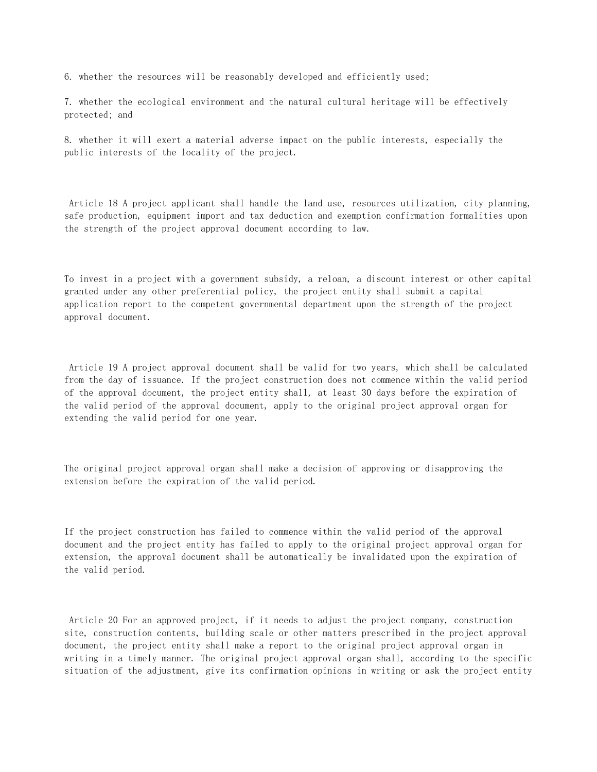6. whether the resources will be reasonably developed and efficiently used;

7. whether the ecological environment and the natural cultural heritage will be effectively protected; and

8. whether it will exert a material adverse impact on the public interests, especially the public interests of the locality of the project.

Article 18 A project applicant shall handle the land use, resources utilization, city planning, safe production, equipment import and tax deduction and exemption confirmation formalities upon the strength of the project approval document according to law.

To invest in a project with a government subsidy, a reloan, a discount interest or other capital granted under any other preferential policy, the project entity shall submit a capital application report to the competent governmental department upon the strength of the project approval document.

Article 19 A project approval document shall be valid for two years, which shall be calculated from the day of issuance. If the project construction does not commence within the valid period of the approval document, the project entity shall, at least 30 days before the expiration of the valid period of the approval document, apply to the original project approval organ for extending the valid period for one year.

The original project approval organ shall make a decision of approving or disapproving the extension before the expiration of the valid period.

If the project construction has failed to commence within the valid period of the approval document and the project entity has failed to apply to the original project approval organ for extension, the approval document shall be automatically be invalidated upon the expiration of the valid period.

Article 20 For an approved project, if it needs to adjust the project company, construction site, construction contents, building scale or other matters prescribed in the project approval document, the project entity shall make a report to the original project approval organ in writing in a timely manner. The original project approval organ shall, according to the specific situation of the adjustment, give its confirmation opinions in writing or ask the project entity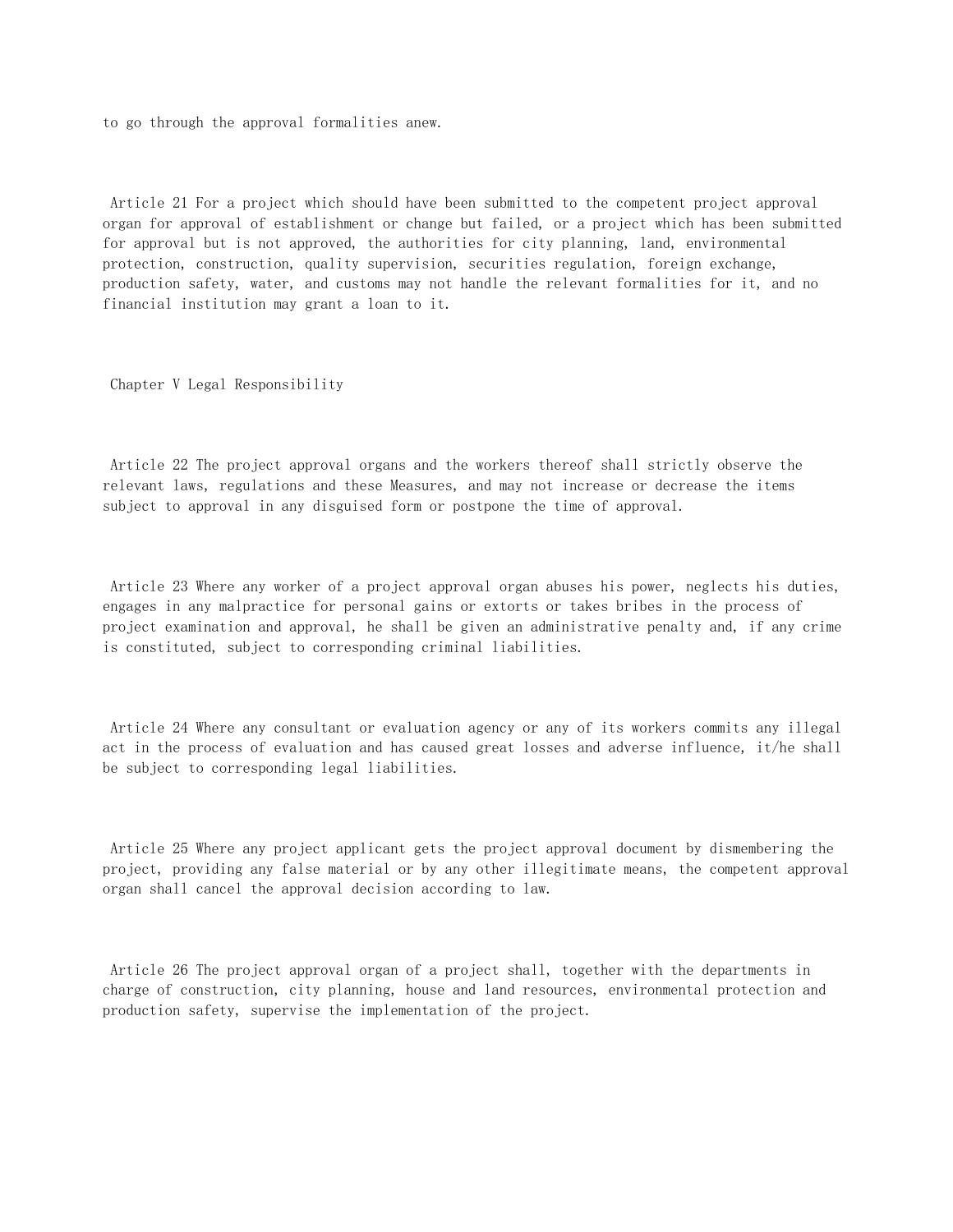to go through the approval formalities anew.

Article 21 For a project which should have been submitted to the competent project approval organ for approval of establishment or change but failed, or a project which has been submitted for approval but is not approved, the authorities for city planning, land, environmental protection, construction, quality supervision, securities regulation, foreign exchange, production safety, water, and customs may not handle the relevant formalities for it, and no financial institution may grant a loan to it.

## Chapter V Legal Responsibility

Article 22 The project approval organs and the workers thereof shall strictly observe the relevant laws, regulations and these Measures, and may not increase or decrease the items subject to approval in any disguised form or postpone the time of approval.

Article 23 Where any worker of a project approval organ abuses his power, neglects his duties, engages in any malpractice for personal gains or extorts or takes bribes in the process of project examination and approval, he shall be given an administrative penalty and, if any crime is constituted, subject to corresponding criminal liabilities.

Article 24 Where any consultant or evaluation agency or any of its workers commits any illegal act in the process of evaluation and has caused great losses and adverse influence, it/he shall be subject to corresponding legal liabilities.

Article 25 Where any project applicant gets the project approval document by dismembering the project, providing any false material or by any other illegitimate means, the competent approval organ shall cancel the approval decision according to law.

Article 26 The project approval organ of a project shall, together with the departments in charge of construction, city planning, house and land resources, environmental protection and production safety, supervise the implementation of the project.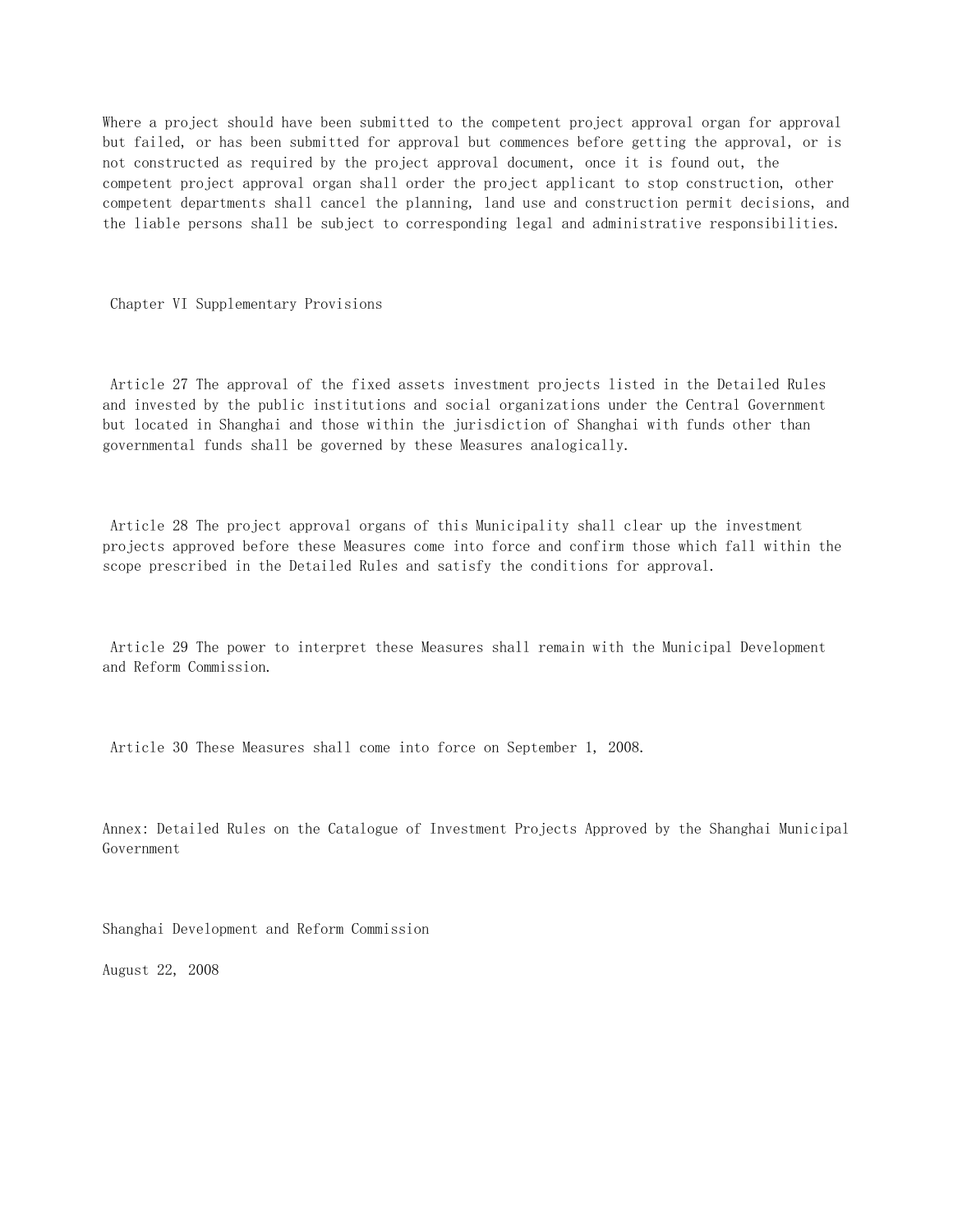Where a project should have been submitted to the competent project approval organ for approval but failed, or has been submitted for approval but commences before getting the approval, or is not constructed as required by the project approval document, once it is found out, the competent project approval organ shall order the project applicant to stop construction, other competent departments shall cancel the planning, land use and construction permit decisions, and the liable persons shall be subject to corresponding legal and administrative responsibilities.

## Chapter VI Supplementary Provisions

Article 27 The approval of the fixed assets investment projects listed in the Detailed Rules and invested by the public institutions and social organizations under the Central Government but located in Shanghai and those within the jurisdiction of Shanghai with funds other than governmental funds shall be governed by these Measures analogically.

Article 28 The project approval organs of this Municipality shall clear up the investment projects approved before these Measures come into force and confirm those which fall within the scope prescribed in the Detailed Rules and satisfy the conditions for approval.

Article 29 The power to interpret these Measures shall remain with the Municipal Development and Reform Commission.

Article 30 These Measures shall come into force on September 1, 2008.

Annex: Detailed Rules on the Catalogue of Investment Projects Approved by the Shanghai Municipal Government

Shanghai Development and Reform Commission

August 22, 2008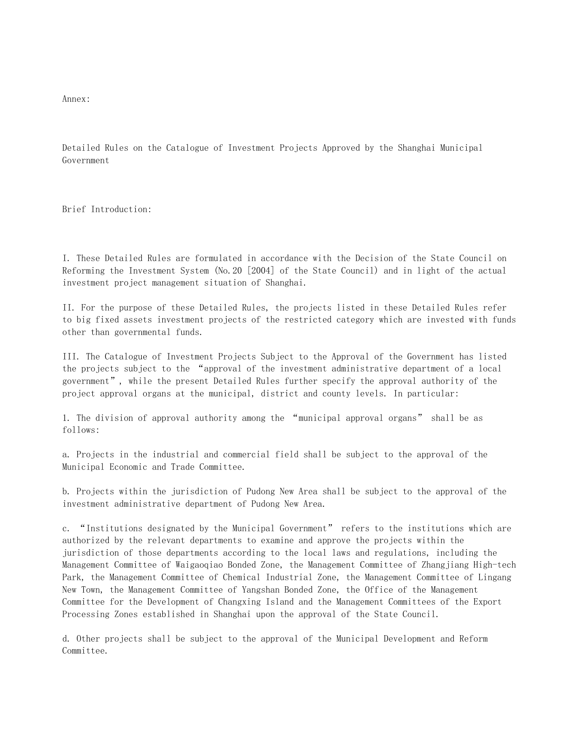Annex:

## Detailed Rules on the Catalogue of Investment Projects Approved by the Shanghai Municipal Government

### Brief Introduction:

I. These Detailed Rules are formulated in accordance with the Decision of the State Council on Reforming the Investment System (No.20 [2004] of the State Council) and in light of the actual investment project management situation of Shanghai.

II. For the purpose of these Detailed Rules, the projects listed in these Detailed Rules refer to big fixed assets investment projects of the restricted category which are invested with funds other than governmental funds.

III. The Catalogue of Investment Projects Subject to the Approval of the Government has listed the projects subject to the "approval of the investment administrative department of a local government", while the present Detailed Rules further specify the approval authority of the project approval organs at the municipal, district and county levels. In particular:

1. The division of approval authority among the "municipal approval organs" shall be as follows:

a. Projects in the industrial and commercial field shall be subject to the approval of the Municipal Economic and Trade Committee.

b. Projects within the jurisdiction of Pudong New Area shall be subject to the approval of the investment administrative department of Pudong New Area.

c. "Institutions designated by the Municipal Government" refers to the institutions which are authorized by the relevant departments to examine and approve the projects within the jurisdiction of those departments according to the local laws and regulations, including the Management Committee of Waigaoqiao Bonded Zone, the Management Committee of Zhangjiang High-tech Park, the Management Committee of Chemical Industrial Zone, the Management Committee of Lingang New Town, the Management Committee of Yangshan Bonded Zone, the Office of the Management Committee for the Development of Changxing Island and the Management Committees of the Export Processing Zones established in Shanghai upon the approval of the State Council.

d. Other projects shall be subject to the approval of the Municipal Development and Reform Committee.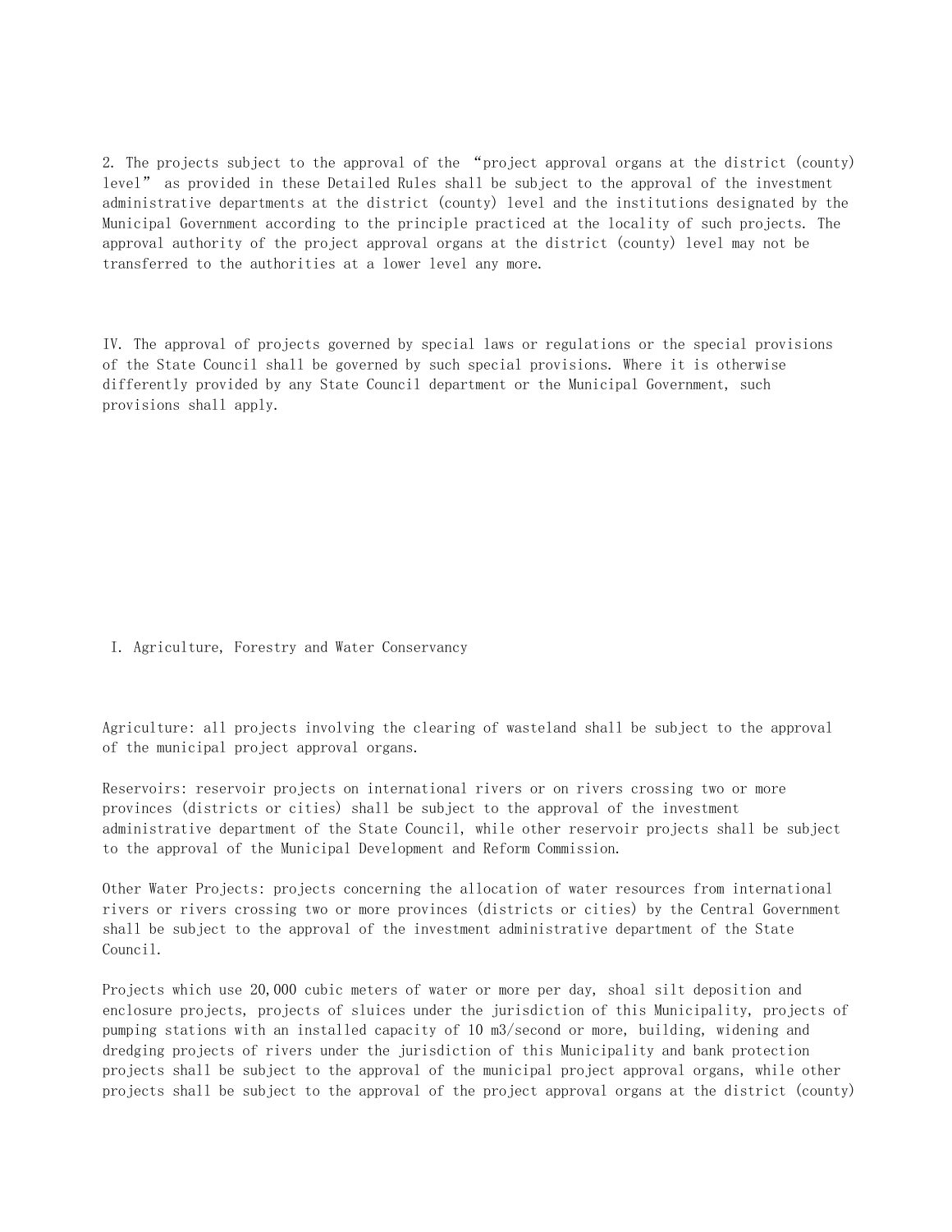2. The projects subject to the approval of the "project approval organs at the district (county) level" as provided in these Detailed Rules shall be subject to the approval of the investment administrative departments at the district (county) level and the institutions designated by the Municipal Government according to the principle practiced at the locality of such projects. The approval authority of the project approval organs at the district (county) level may not be transferred to the authorities at a lower level any more.

IV. The approval of projects governed by special laws or regulations or the special provisions of the State Council shall be governed by such special provisions. Where it is otherwise differently provided by any State Council department or the Municipal Government, such provisions shall apply.

## I. Agriculture, Forestry and Water Conservancy

Agriculture: all projects involving the clearing of wasteland shall be subject to the approval of the municipal project approval organs.

Reservoirs: reservoir projects on international rivers or on rivers crossing two or more provinces (districts or cities) shall be subject to the approval of the investment administrative department of the State Council, while other reservoir projects shall be subject to the approval of the Municipal Development and Reform Commission.

Other Water Projects: projects concerning the allocation of water resources from international rivers or rivers crossing two or more provinces (districts or cities) by the Central Government shall be subject to the approval of the investment administrative department of the State Council.

Projects which use 20,000 cubic meters of water or more per day, shoal silt deposition and enclosure projects, projects of sluices under the jurisdiction of this Municipality, projects of pumping stations with an installed capacity of 10 m3/second or more, building, widening and dredging projects of rivers under the jurisdiction of this Municipality and bank protection projects shall be subject to the approval of the municipal project approval organs, while other projects shall be subject to the approval of the project approval organs at the district (county)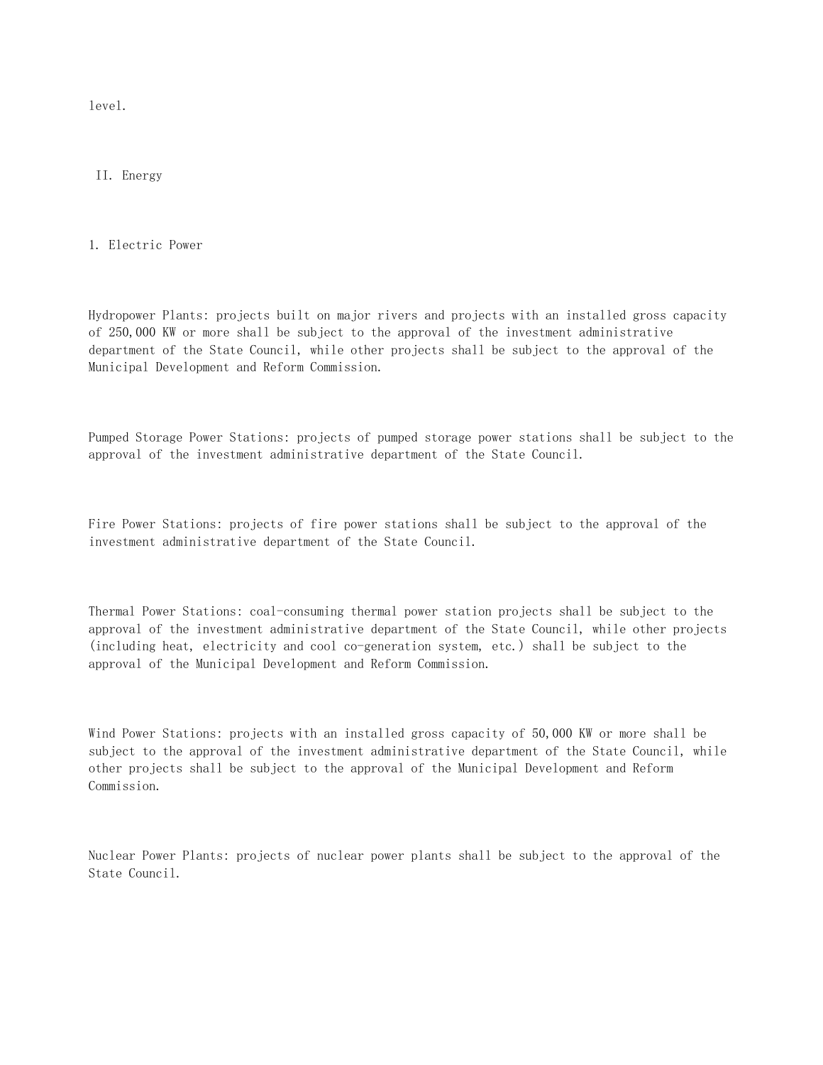level.

## II. Energy

### 1. Electric Power

Hydropower Plants: projects built on major rivers and projects with an installed gross capacity of 250,000 KW or more shall be subject to the approval of the investment administrative department of the State Council, while other projects shall be subject to the approval of the Municipal Development and Reform Commission.

Pumped Storage Power Stations: projects of pumped storage power stations shall be subject to the approval of the investment administrative department of the State Council.

Fire Power Stations: projects of fire power stations shall be subject to the approval of the investment administrative department of the State Council.

Thermal Power Stations: coal-consuming thermal power station projects shall be subject to the approval of the investment administrative department of the State Council, while other projects (including heat, electricity and cool co-generation system, etc.) shall be subject to the approval of the Municipal Development and Reform Commission.

Wind Power Stations: projects with an installed gross capacity of 50,000 KW or more shall be subject to the approval of the investment administrative department of the State Council, while other projects shall be subject to the approval of the Municipal Development and Reform Commission.

Nuclear Power Plants: projects of nuclear power plants shall be subject to the approval of the State Council.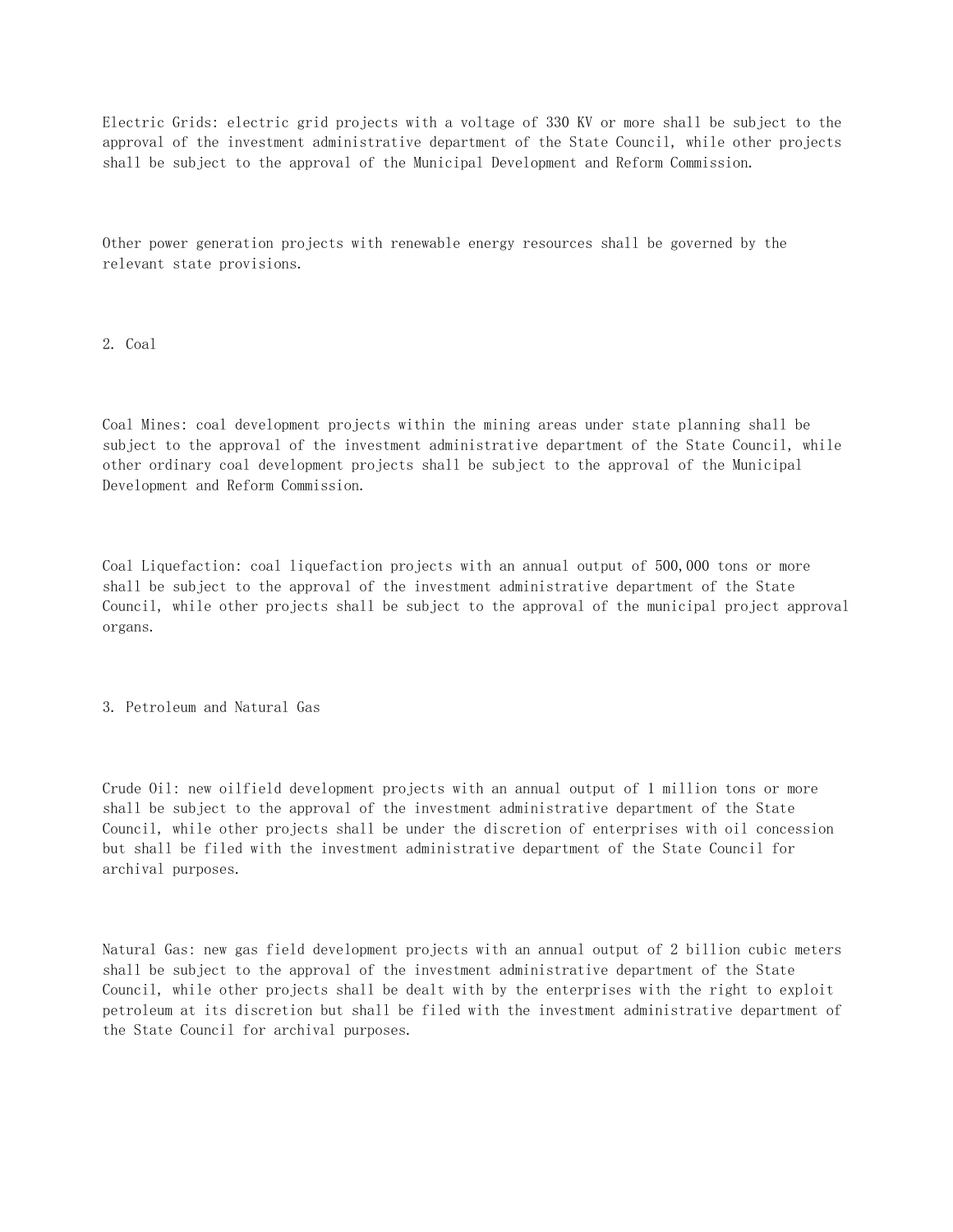Electric Grids: electric grid projects with a voltage of 330 KV or more shall be subject to the approval of the investment administrative department of the State Council, while other projects shall be subject to the approval of the Municipal Development and Reform Commission.

Other power generation projects with renewable energy resources shall be governed by the relevant state provisions.

## 2. Coal

Coal Mines: coal development projects within the mining areas under state planning shall be subject to the approval of the investment administrative department of the State Council, while other ordinary coal development projects shall be subject to the approval of the Municipal Development and Reform Commission.

Coal Liquefaction: coal liquefaction projects with an annual output of 500,000 tons or more shall be subject to the approval of the investment administrative department of the State Council, while other projects shall be subject to the approval of the municipal project approval organs.

## 3. Petroleum and Natural Gas

Crude Oil: new oilfield development projects with an annual output of 1 million tons or more shall be subject to the approval of the investment administrative department of the State Council, while other projects shall be under the discretion of enterprises with oil concession but shall be filed with the investment administrative department of the State Council for archival purposes.

Natural Gas: new gas field development projects with an annual output of 2 billion cubic meters shall be subject to the approval of the investment administrative department of the State Council, while other projects shall be dealt with by the enterprises with the right to exploit petroleum at its discretion but shall be filed with the investment administrative department of the State Council for archival purposes.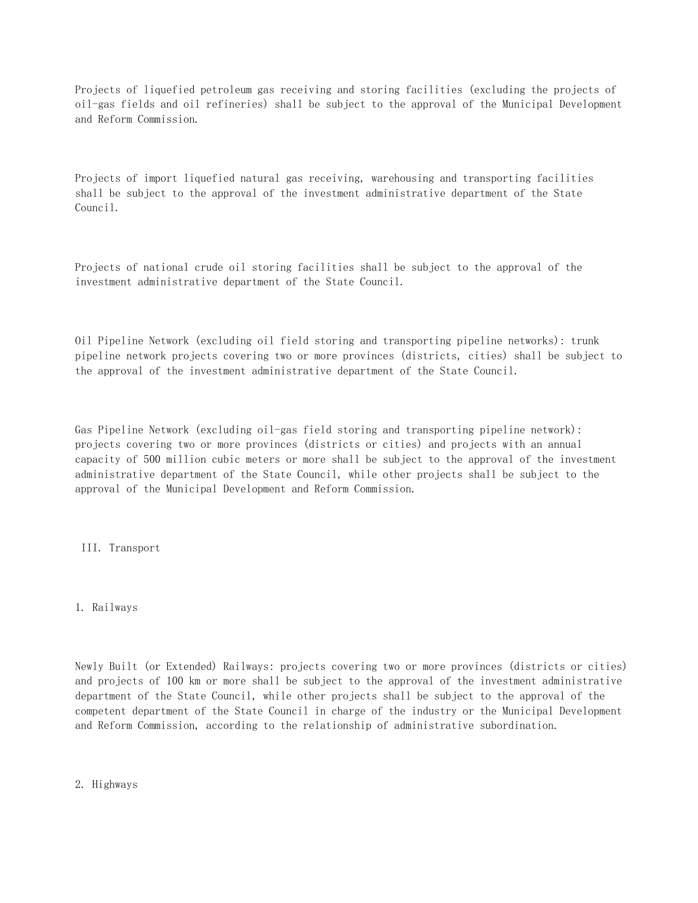Projects of liquefied petroleum gas receiving and storing facilities (excluding the projects of oil-gas fields and oil refineries) shall be subject to the approval of the Municipal Development and Reform Commission.

Projects of import liquefied natural gas receiving, warehousing and transporting facilities shall be subject to the approval of the investment administrative department of the State Council.

Projects of national crude oil storing facilities shall be subject to the approval of the investment administrative department of the State Council.

Oil Pipeline Network (excluding oil field storing and transporting pipeline networks): trunk pipeline network projects covering two or more provinces (districts, cities) shall be subject to the approval of the investment administrative department of the State Council.

Gas Pipeline Network (excluding oil-gas field storing and transporting pipeline network): projects covering two or more provinces (districts or cities) and projects with an annual capacity of 500 million cubic meters or more shall be subject to the approval of the investment administrative department of the State Council, while other projects shall be subject to the approval of the Municipal Development and Reform Commission.

## III. Transport

### 1. Railways

Newly Built (or Extended) Railways: projects covering two or more provinces (districts or cities) and projects of 100 km or more shall be subject to the approval of the investment administrative department of the State Council, while other projects shall be subject to the approval of the competent department of the State Council in charge of the industry or the Municipal Development and Reform Commission, according to the relationship of administrative subordination.

### 2. Highways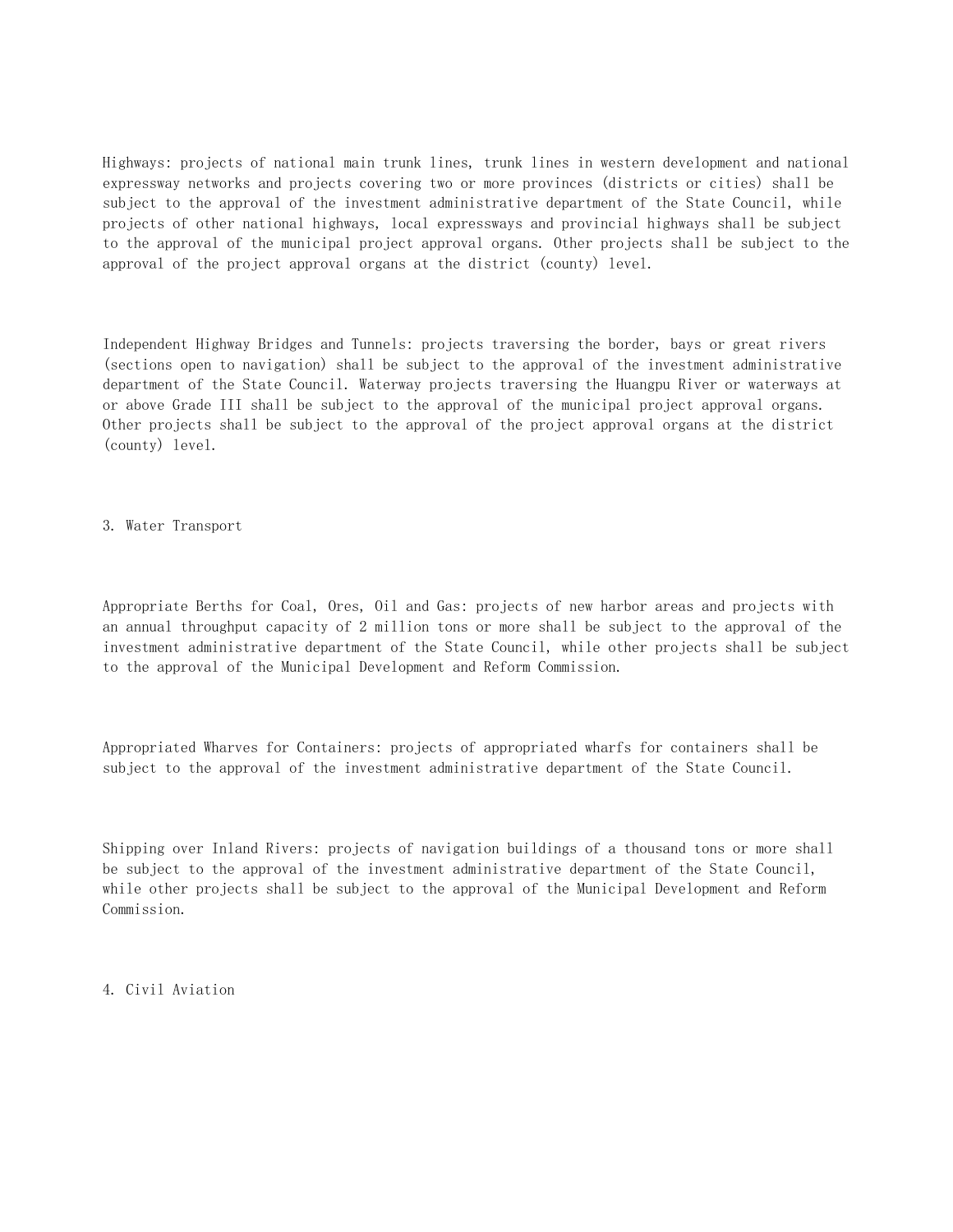Highways: projects of national main trunk lines, trunk lines in western development and national expressway networks and projects covering two or more provinces (districts or cities) shall be subject to the approval of the investment administrative department of the State Council, while projects of other national highways, local expressways and provincial highways shall be subject to the approval of the municipal project approval organs. Other projects shall be subject to the approval of the project approval organs at the district (county) level.

Independent Highway Bridges and Tunnels: projects traversing the border, bays or great rivers (sections open to navigation) shall be subject to the approval of the investment administrative department of the State Council. Waterway projects traversing the Huangpu River or waterways at or above Grade III shall be subject to the approval of the municipal project approval organs. Other projects shall be subject to the approval of the project approval organs at the district (county) level.

3. Water Transport

Appropriate Berths for Coal, Ores, Oil and Gas: projects of new harbor areas and projects with an annual throughput capacity of 2 million tons or more shall be subject to the approval of the investment administrative department of the State Council, while other projects shall be subject to the approval of the Municipal Development and Reform Commission.

Appropriated Wharves for Containers: projects of appropriated wharfs for containers shall be subject to the approval of the investment administrative department of the State Council.

Shipping over Inland Rivers: projects of navigation buildings of a thousand tons or more shall be subject to the approval of the investment administrative department of the State Council, while other projects shall be subject to the approval of the Municipal Development and Reform Commission.

4. Civil Aviation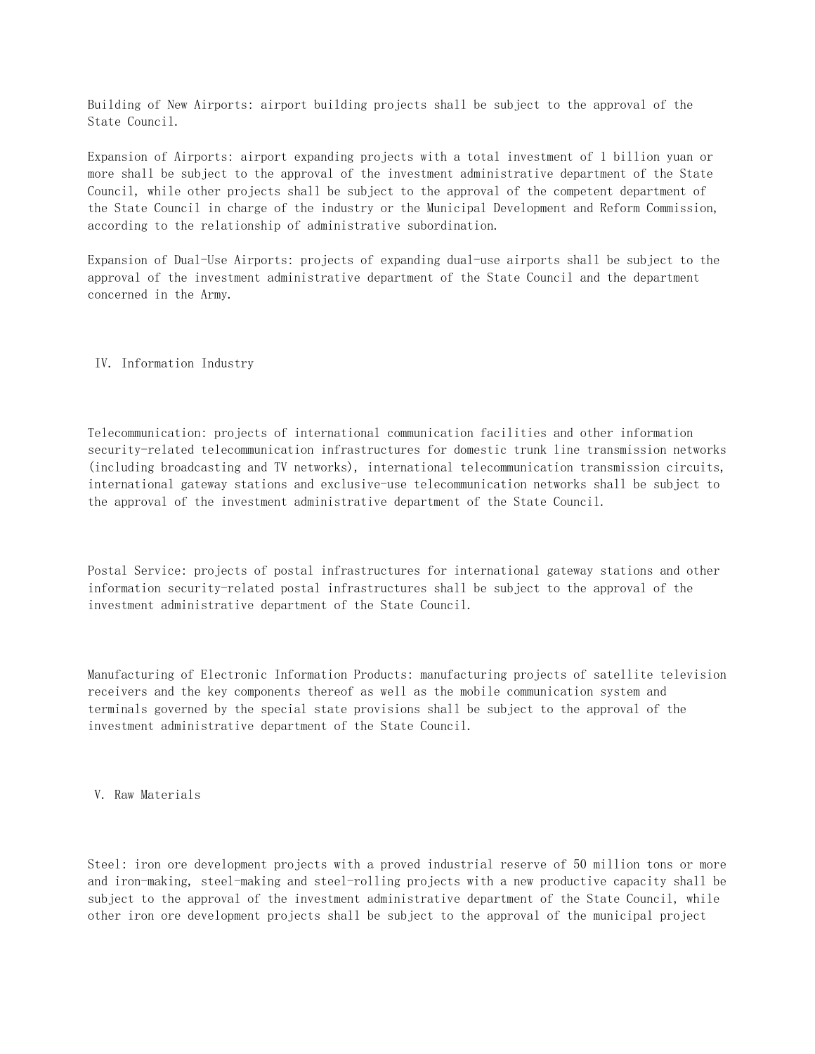Building of New Airports: airport building projects shall be subject to the approval of the State Council.

Expansion of Airports: airport expanding projects with a total investment of 1 billion yuan or more shall be subject to the approval of the investment administrative department of the State Council, while other projects shall be subject to the approval of the competent department of the State Council in charge of the industry or the Municipal Development and Reform Commission, according to the relationship of administrative subordination.

Expansion of Dual-Use Airports: projects of expanding dual-use airports shall be subject to the approval of the investment administrative department of the State Council and the department concerned in the Army.

## IV. Information Industry

Telecommunication: projects of international communication facilities and other information security-related telecommunication infrastructures for domestic trunk line transmission networks (including broadcasting and TV networks), international telecommunication transmission circuits, international gateway stations and exclusive-use telecommunication networks shall be subject to the approval of the investment administrative department of the State Council.

Postal Service: projects of postal infrastructures for international gateway stations and other information security-related postal infrastructures shall be subject to the approval of the investment administrative department of the State Council.

Manufacturing of Electronic Information Products: manufacturing projects of satellite television receivers and the key components thereof as well as the mobile communication system and terminals governed by the special state provisions shall be subject to the approval of the investment administrative department of the State Council.

## V. Raw Materials

Steel: iron ore development projects with a proved industrial reserve of 50 million tons or more and iron-making, steel-making and steel-rolling projects with a new productive capacity shall be subject to the approval of the investment administrative department of the State Council, while other iron ore development projects shall be subject to the approval of the municipal project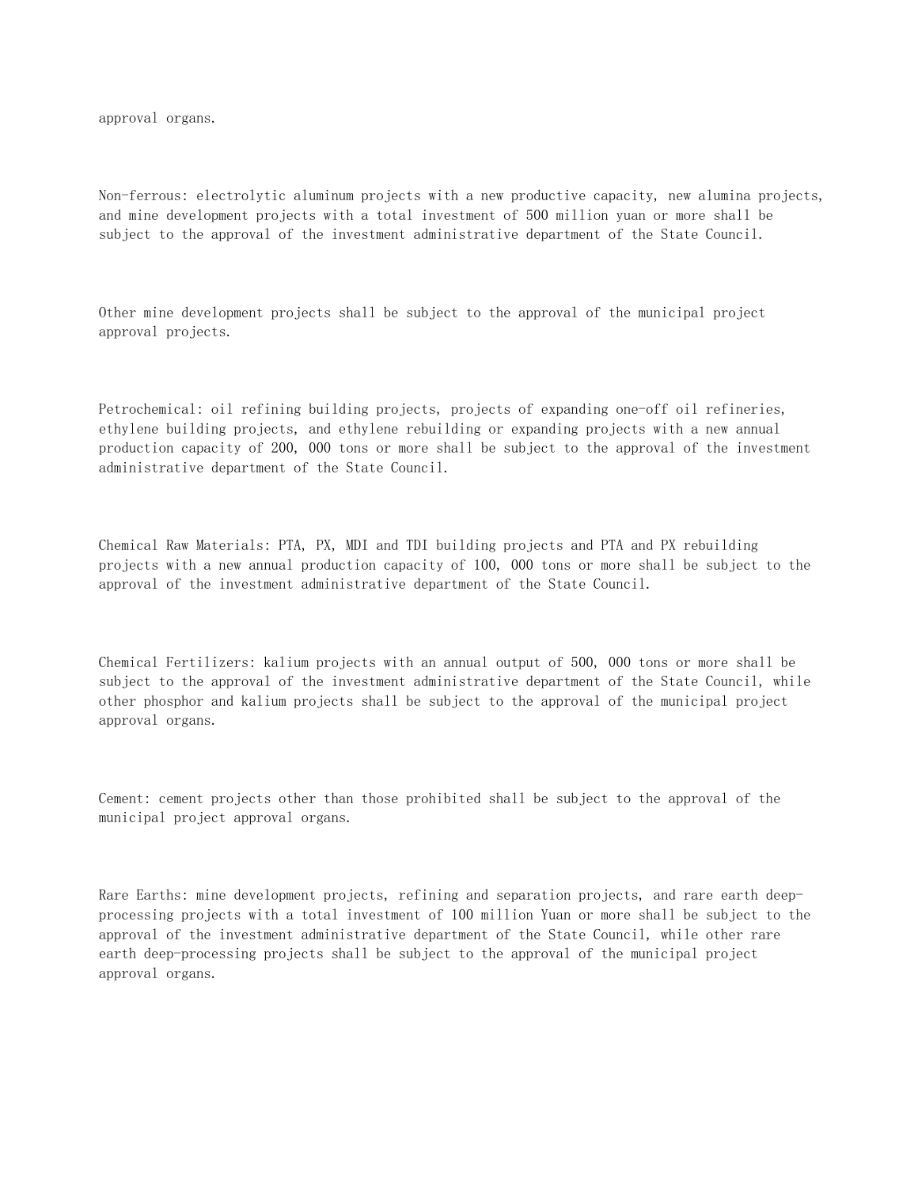approval organs.

Non-ferrous: electrolytic aluminum projects with a new productive capacity, new alumina projects, and mine development projects with a total investment of 500 million yuan or more shall be subject to the approval of the investment administrative department of the State Council.

Other mine development projects shall be subject to the approval of the municipal project approval projects.

Petrochemical: oil refining building projects, projects of expanding one-off oil refineries, ethylene building projects, and ethylene rebuilding or expanding projects with a new annual production capacity of 200, 000 tons or more shall be subject to the approval of the investment administrative department of the State Council.

Chemical Raw Materials: PTA, PX, MDI and TDI building projects and PTA and PX rebuilding projects with a new annual production capacity of 100, 000 tons or more shall be subject to the approval of the investment administrative department of the State Council.

Chemical Fertilizers: kalium projects with an annual output of 500, 000 tons or more shall be subject to the approval of the investment administrative department of the State Council, while other phosphor and kalium projects shall be subject to the approval of the municipal project approval organs.

Cement: cement projects other than those prohibited shall be subject to the approval of the municipal project approval organs.

Rare Earths: mine development projects, refining and separation projects, and rare earth deep-processing projects with a total investment of 100 million Yuan or more shall be subject to the approval of the investment administrative department of the State Council, while other rare earth deep-processing projects shall be subject to the approval of the municipal project approval organs.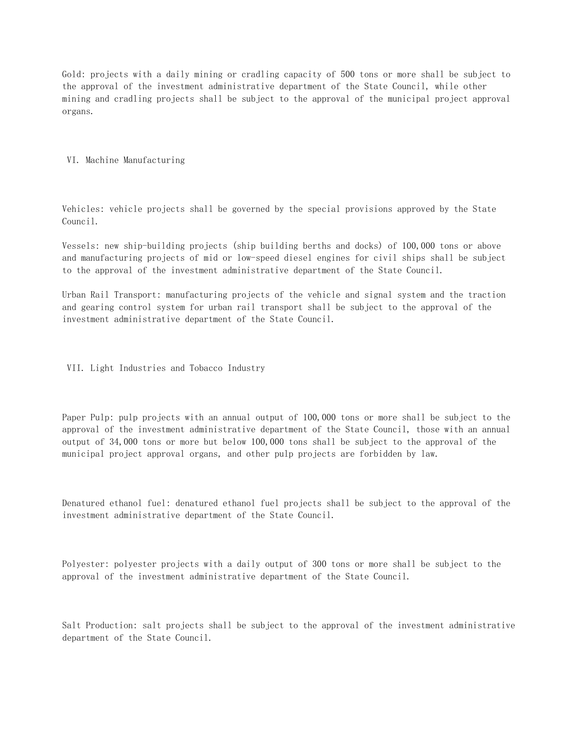Gold: projects with a daily mining or cradling capacity of 500 tons or more shall be subject to the approval of the investment administrative department of the State Council, while other mining and cradling projects shall be subject to the approval of the municipal project approval organs.

## VI. Machine Manufacturing

Vehicles: vehicle projects shall be governed by the special provisions approved by the State Council.

Vessels: new ship-building projects (ship building berths and docks) of 100,000 tons or above and manufacturing projects of mid or low-speed diesel engines for civil ships shall be subject to the approval of the investment administrative department of the State Council.

Urban Rail Transport: manufacturing projects of the vehicle and signal system and the traction and gearing control system for urban rail transport shall be subject to the approval of the investment administrative department of the State Council.

## VII. Light Industries and Tobacco Industry

Paper Pulp: pulp projects with an annual output of 100,000 tons or more shall be subject to the approval of the investment administrative department of the State Council, those with an annual output of 34,000 tons or more but below 100,000 tons shall be subject to the approval of the municipal project approval organs, and other pulp projects are forbidden by law.

Denatured ethanol fuel: denatured ethanol fuel projects shall be subject to the approval of the investment administrative department of the State Council.

Polyester: polyester projects with a daily output of 300 tons or more shall be subject to the approval of the investment administrative department of the State Council.

Salt Production: salt projects shall be subject to the approval of the investment administrative department of the State Council.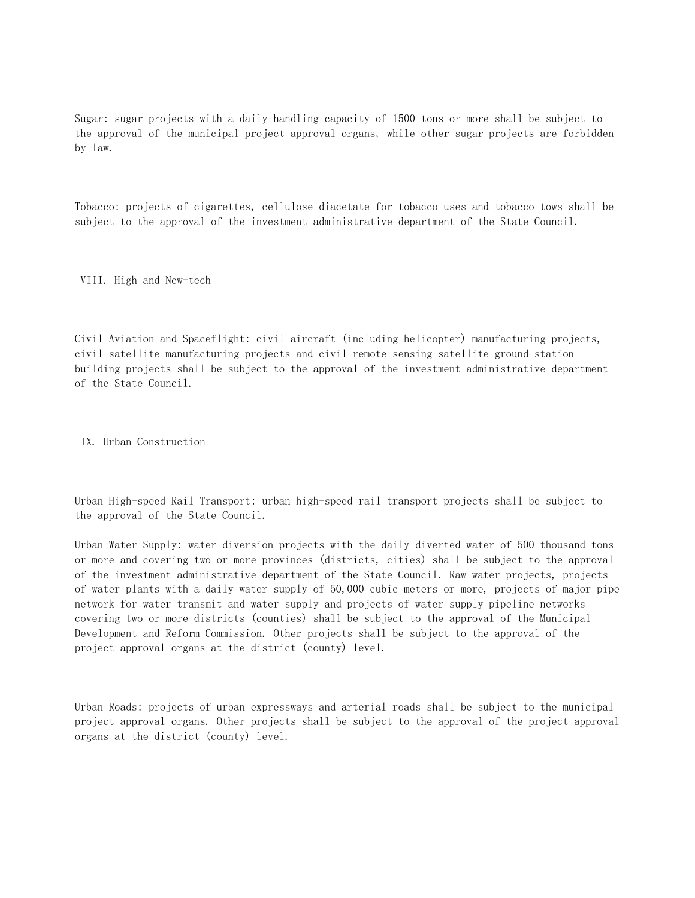Sugar: sugar projects with a daily handling capacity of 1500 tons or more shall be subject to the approval of the municipal project approval organs, while other sugar projects are forbidden by law.

Tobacco: projects of cigarettes, cellulose diacetate for tobacco uses and tobacco tows shall be subject to the approval of the investment administrative department of the State Council.

## VIII. High and New-tech

Civil Aviation and Spaceflight: civil aircraft (including helicopter) manufacturing projects, civil satellite manufacturing projects and civil remote sensing satellite ground station building projects shall be subject to the approval of the investment administrative department of the State Council.

## IX. Urban Construction

Urban High-speed Rail Transport: urban high-speed rail transport projects shall be subject to the approval of the State Council.

Urban Water Supply: water diversion projects with the daily diverted water of 500 thousand tons or more and covering two or more provinces (districts, cities) shall be subject to the approval of the investment administrative department of the State Council. Raw water projects, projects of water plants with a daily water supply of 50,000 cubic meters or more, projects of major pipe network for water transmit and water supply and projects of water supply pipeline networks covering two or more districts (counties) shall be subject to the approval of the Municipal Development and Reform Commission. Other projects shall be subject to the approval of the project approval organs at the district (county) level.

Urban Roads: projects of urban expressways and arterial roads shall be subject to the municipal project approval organs. Other projects shall be subject to the approval of the project approval organs at the district (county) level.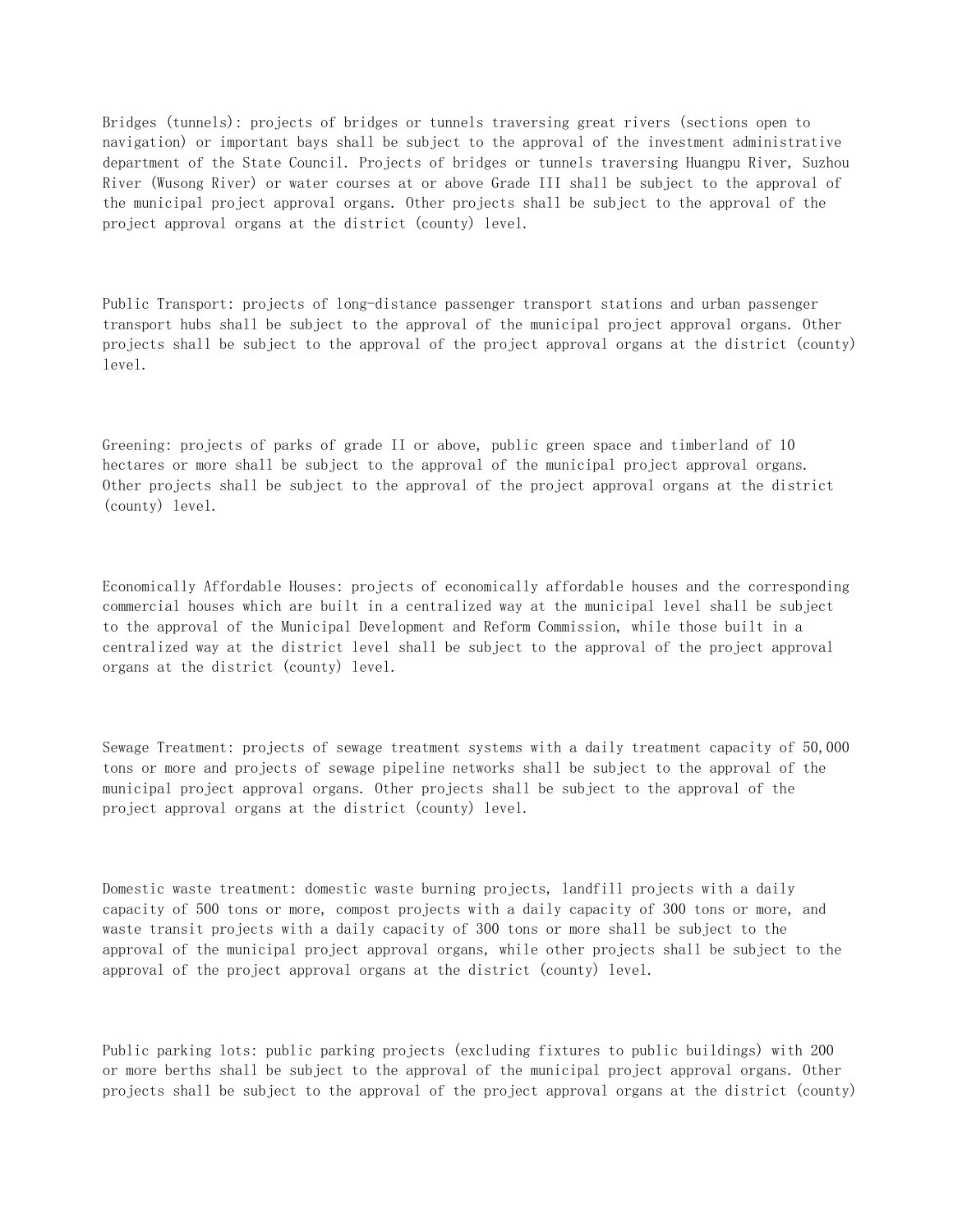Bridges (tunnels): projects of bridges or tunnels traversing great rivers (sections open to navigation) or important bays shall be subject to the approval of the investment administrative department of the State Council. Projects of bridges or tunnels traversing Huangpu River, Suzhou River (Wusong River) or water courses at or above Grade III shall be subject to the approval of the municipal project approval organs. Other projects shall be subject to the approval of the project approval organs at the district (county) level.

Public Transport: projects of long-distance passenger transport stations and urban passenger transport hubs shall be subject to the approval of the municipal project approval organs. Other projects shall be subject to the approval of the project approval organs at the district (county) level.

Greening: projects of parks of grade II or above, public green space and timberland of 10 hectares or more shall be subject to the approval of the municipal project approval organs. Other projects shall be subject to the approval of the project approval organs at the district (county) level.

Economically Affordable Houses: projects of economically affordable houses and the corresponding commercial houses which are built in a centralized way at the municipal level shall be subject to the approval of the Municipal Development and Reform Commission, while those built in a centralized way at the district level shall be subject to the approval of the project approval organs at the district (county) level.

Sewage Treatment: projects of sewage treatment systems with a daily treatment capacity of 50,000 tons or more and projects of sewage pipeline networks shall be subject to the approval of the municipal project approval organs. Other projects shall be subject to the approval of the project approval organs at the district (county) level.

Domestic waste treatment: domestic waste burning projects, landfill projects with a daily capacity of 500 tons or more, compost projects with a daily capacity of 300 tons or more, and waste transit projects with a daily capacity of 300 tons or more shall be subject to the approval of the municipal project approval organs, while other projects shall be subject to the approval of the project approval organs at the district (county) level.

Public parking lots: public parking projects (excluding fixtures to public buildings) with 200 or more berths shall be subject to the approval of the municipal project approval organs. Other projects shall be subject to the approval of the project approval organs at the district (county)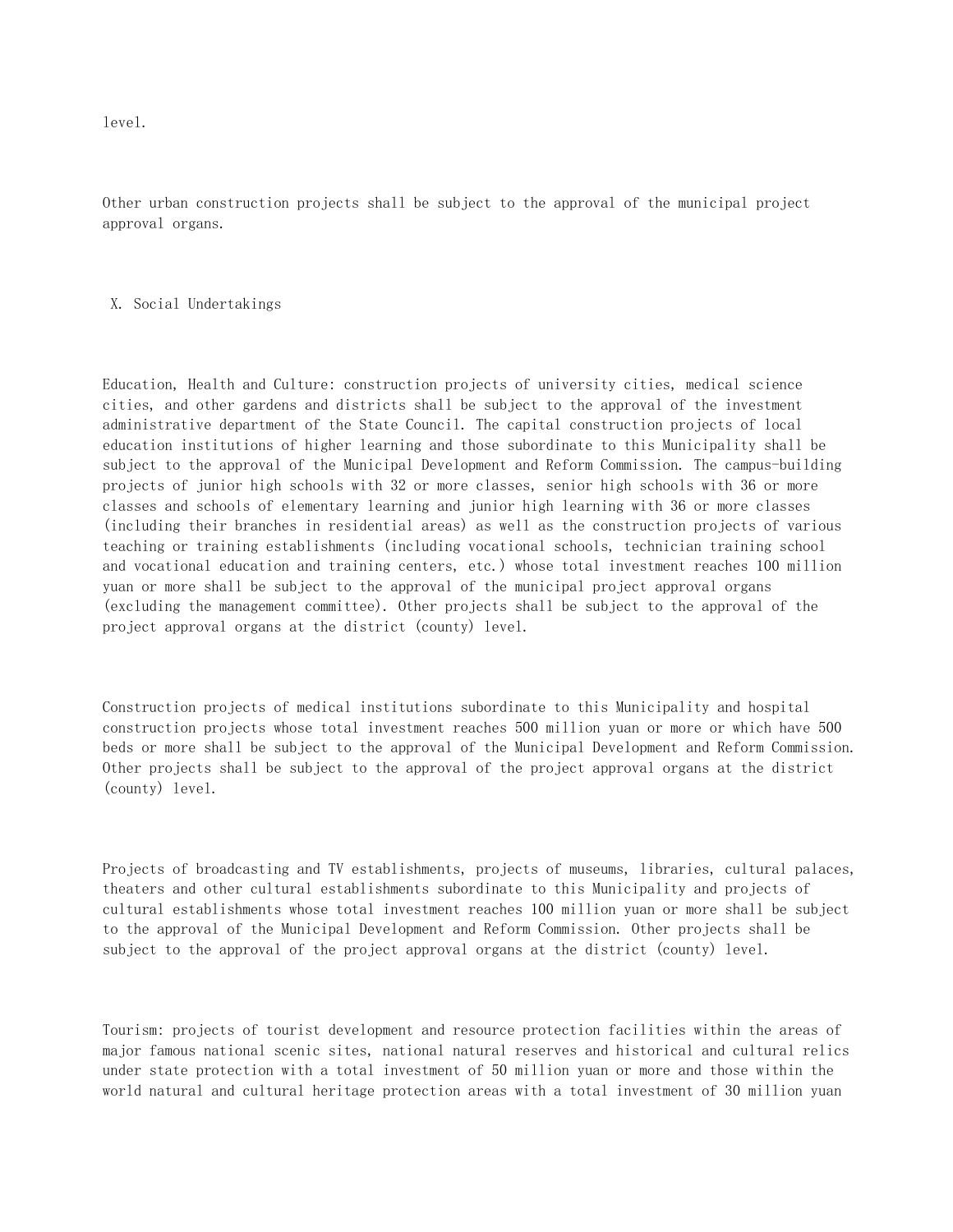level.

Other urban construction projects shall be subject to the approval of the municipal project approval organs.

## X. Social Undertakings

Education, Health and Culture: construction projects of university cities, medical science cities, and other gardens and districts shall be subject to the approval of the investment administrative department of the State Council. The capital construction projects of local education institutions of higher learning and those subordinate to this Municipality shall be subject to the approval of the Municipal Development and Reform Commission. The campus-building projects of junior high schools with 32 or more classes, senior high schools with 36 or more classes and schools of elementary learning and junior high learning with 36 or more classes (including their branches in residential areas) as well as the construction projects of various teaching or training establishments (including vocational schools, technician training school and vocational education and training centers, etc.) whose total investment reaches 100 million yuan or more shall be subject to the approval of the municipal project approval organs (excluding the management committee). Other projects shall be subject to the approval of the project approval organs at the district (county) level.

Construction projects of medical institutions subordinate to this Municipality and hospital construction projects whose total investment reaches 500 million yuan or more or which have 500 beds or more shall be subject to the approval of the Municipal Development and Reform Commission. Other projects shall be subject to the approval of the project approval organs at the district (county) level.

Projects of broadcasting and TV establishments, projects of museums, libraries, cultural palaces, theaters and other cultural establishments subordinate to this Municipality and projects of cultural establishments whose total investment reaches 100 million yuan or more shall be subject to the approval of the Municipal Development and Reform Commission. Other projects shall be subject to the approval of the project approval organs at the district (county) level.

Tourism: projects of tourist development and resource protection facilities within the areas of major famous national scenic sites, national natural reserves and historical and cultural relics under state protection with a total investment of 50 million yuan or more and those within the world natural and cultural heritage protection areas with a total investment of 30 million yuan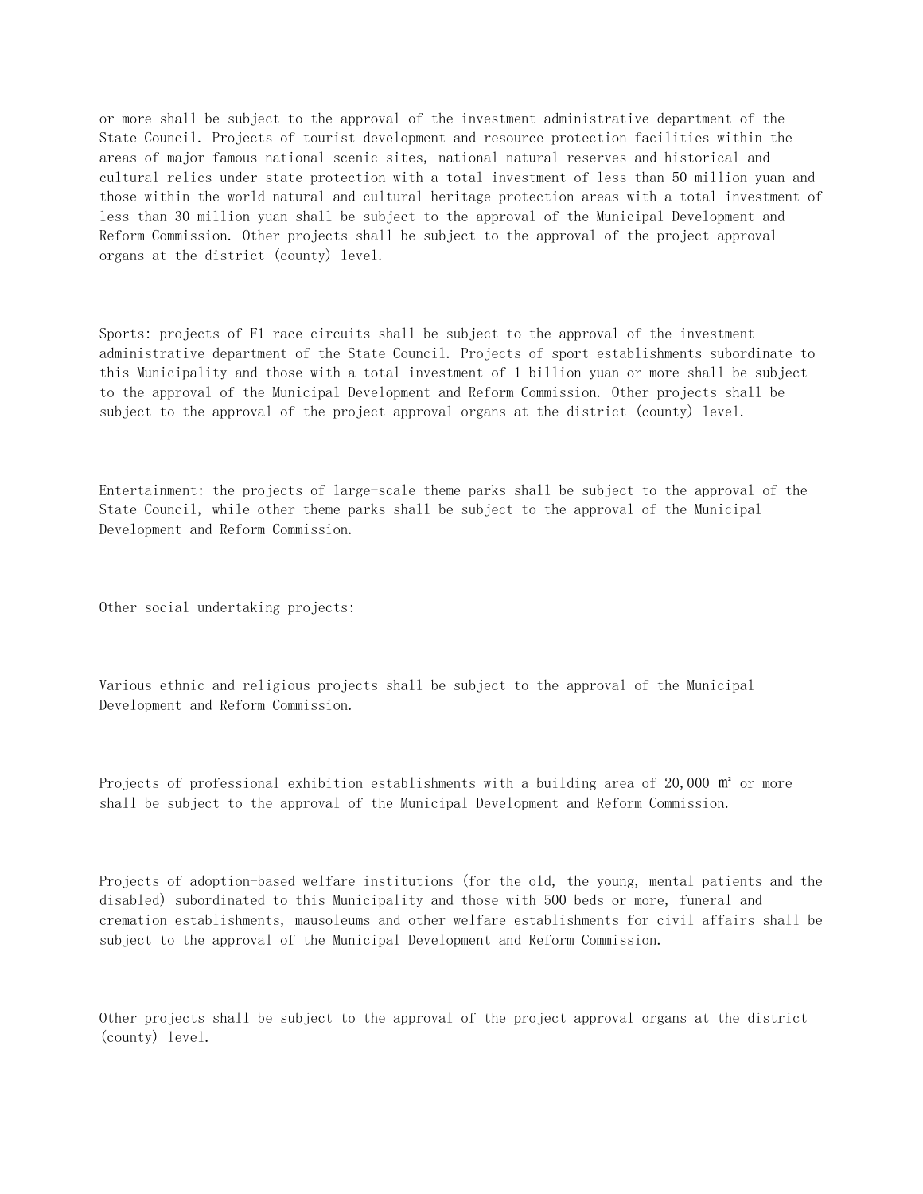or more shall be subject to the approval of the investment administrative department of the State Council. Projects of tourist development and resource protection facilities within the areas of major famous national scenic sites, national natural reserves and historical and cultural relics under state protection with a total investment of less than 50 million yuan and those within the world natural and cultural heritage protection areas with a total investment of less than 30 million yuan shall be subject to the approval of the Municipal Development and Reform Commission. Other projects shall be subject to the approval of the project approval organs at the district (county) level.

Sports: projects of F1 race circuits shall be subject to the approval of the investment administrative department of the State Council. Projects of sport establishments subordinate to this Municipality and those with a total investment of 1 billion yuan or more shall be subject to the approval of the Municipal Development and Reform Commission. Other projects shall be subject to the approval of the project approval organs at the district (county) level.

Entertainment: the projects of large-scale theme parks shall be subject to the approval of the State Council, while other theme parks shall be subject to the approval of the Municipal Development and Reform Commission.

Other social undertaking projects:

Various ethnic and religious projects shall be subject to the approval of the Municipal Development and Reform Commission.

Projects of professional exhibition establishments with a building area of 20,000 ㎡ or more shall be subject to the approval of the Municipal Development and Reform Commission.

Projects of adoption-based welfare institutions (for the old, the young, mental patients and the disabled) subordinated to this Municipality and those with 500 beds or more, funeral and cremation establishments, mausoleums and other welfare establishments for civil affairs shall be subject to the approval of the Municipal Development and Reform Commission.

Other projects shall be subject to the approval of the project approval organs at the district (county) level.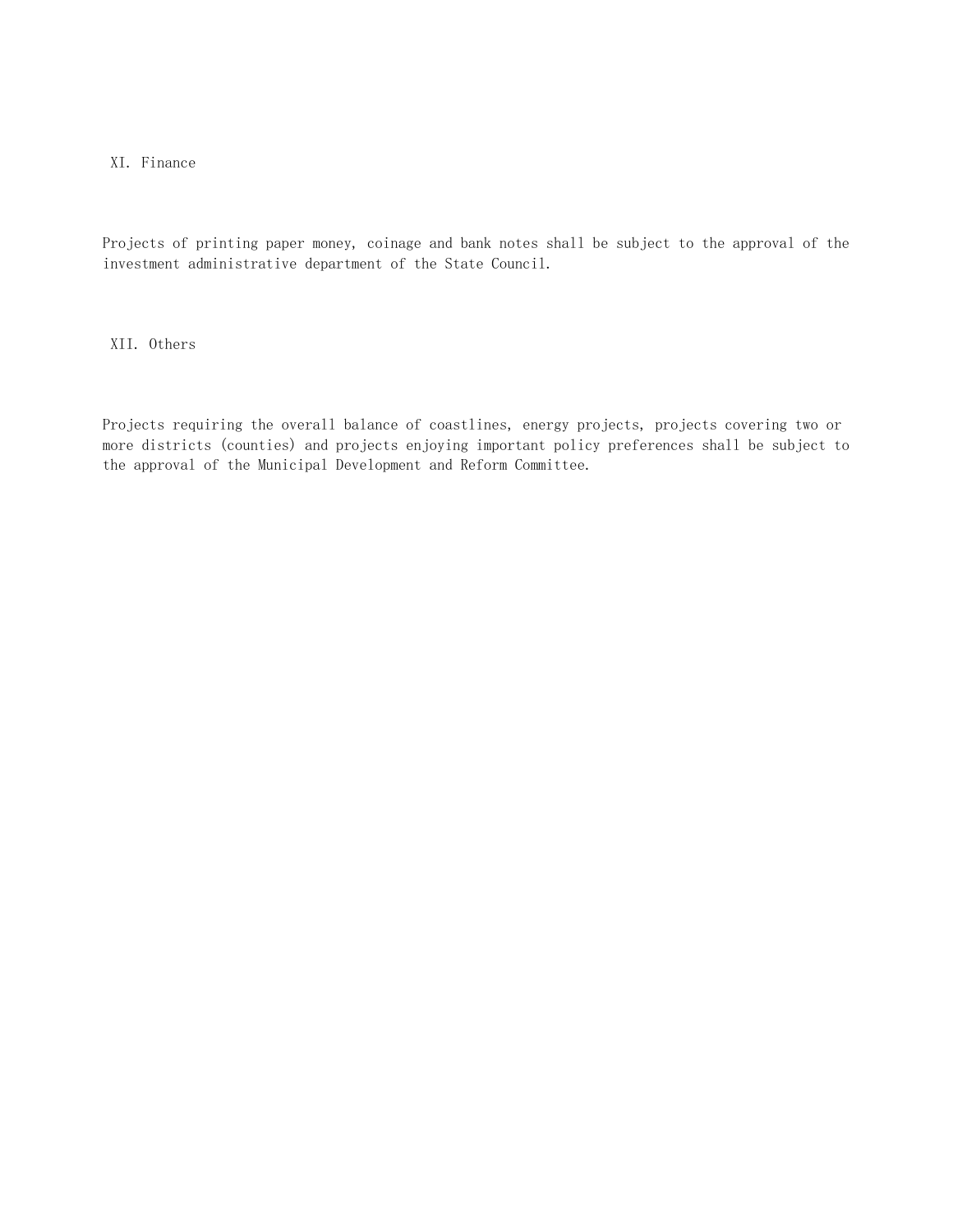## XI. Finance

Projects of printing paper money, coinage and bank notes shall be subject to the approval of the investment administrative department of the State Council.

## XII. Others

Projects requiring the overall balance of coastlines, energy projects, projects covering two or more districts (counties) and projects enjoying important policy preferences shall be subject to the approval of the Municipal Development and Reform Committee.